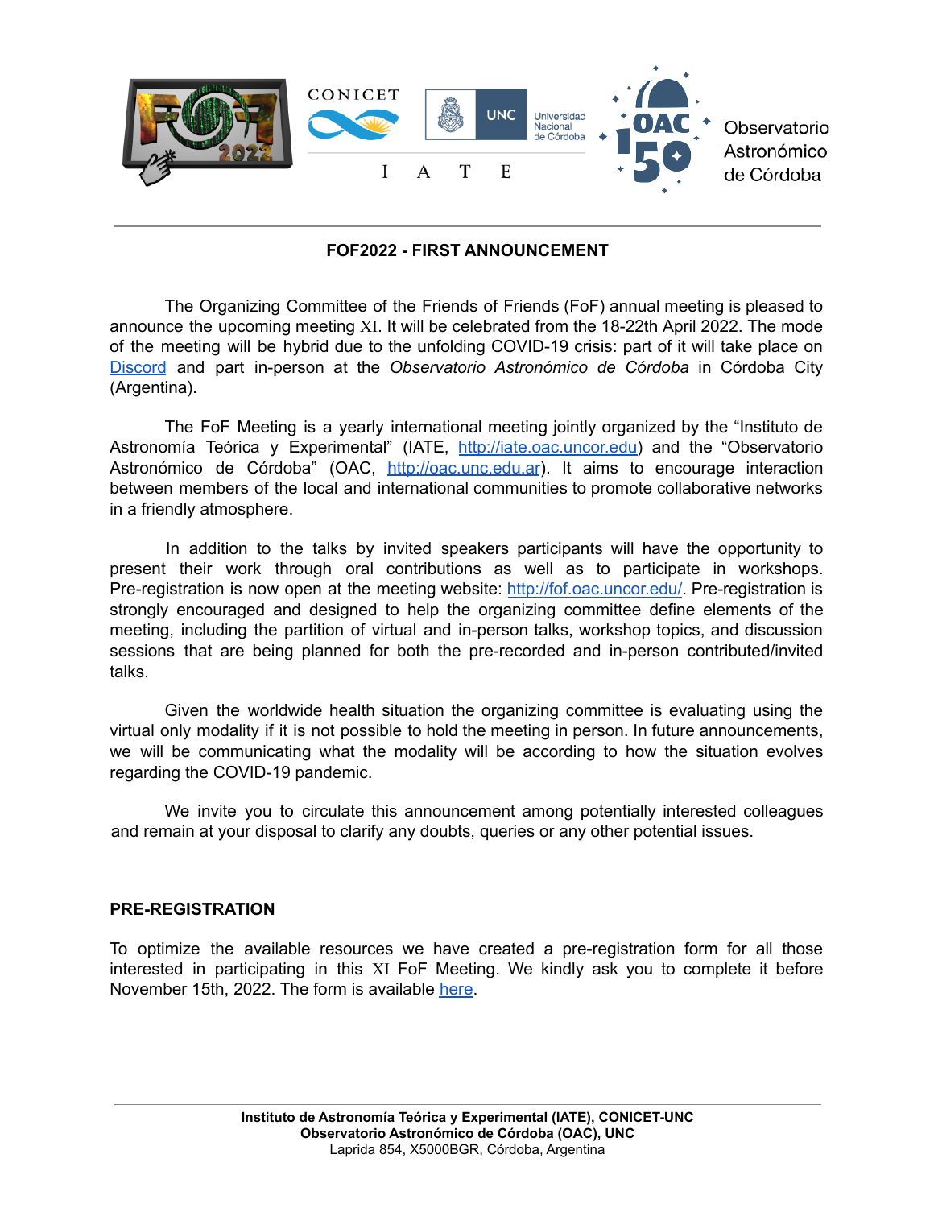**FOF2022 - FIRST ANNOUNCEMENT**

The Organizing Committee of the Friends of Friends (FoF) annual meeting is pleased to announce the upcoming meeting XI. It will be celebrated from the 18-22th April 2022. The mode of the meeting will be hybrid due to the unfolding COVID-19 crisis: part of it will take place on Discord and part in-person at the *Observatorio Astronómico de Córdoba* in Córdoba City (Argentina).

The FoF Meeting is a yearly international meeting jointly organized by the "Instituto de Astronomía Teórica y Experimental" (IATE, http://iate.oac.uncor.edu) and the "Observatorio Astronómico de Córdoba" (OAC, http://oac.unc.edu.ar). It aims to encourage interaction between members of the local and international communities to promote collaborative networks in a friendly atmosphere.

In addition to the talks by invited speakers participants will have the opportunity to present their work through oral contributions as well as to participate in workshops. Pre-registration is now open at the meeting website: http://fof.oac.uncor.edu/. Pre-registration is strongly encouraged and designed to help the organizing committee define elements of the meeting, including the partition of virtual and in-person talks, workshop topics, and discussion sessions that are being planned for both the pre-recorded and in-person contributed/invited talks.

Given the worldwide health situation the organizing committee is evaluating using the virtual only modality if it is not possible to hold the meeting in person. In future announcements, we will be communicating what the modality will be according to how the situation evolves regarding the COVID-19 pandemic.

We invite you to circulate this announcement among potentially interested colleagues and remain at your disposal to clarify any doubts, queries or any other potential issues.

## PRE-REGISTRATION

To optimize the available resources we have created a pre-registration form for all those interested in participating in this XI FoF Meeting. We kindly ask you to complete it before November 15th, 2022. The form is available here.

**Instituto de Astronomía Teórica y Experimental (IATE), CONICET-UNC**
**Observatorio Astronómico de Córdoba (OAC), UNC**
Laprida 854, X5000BGR, Córdoba, Argentina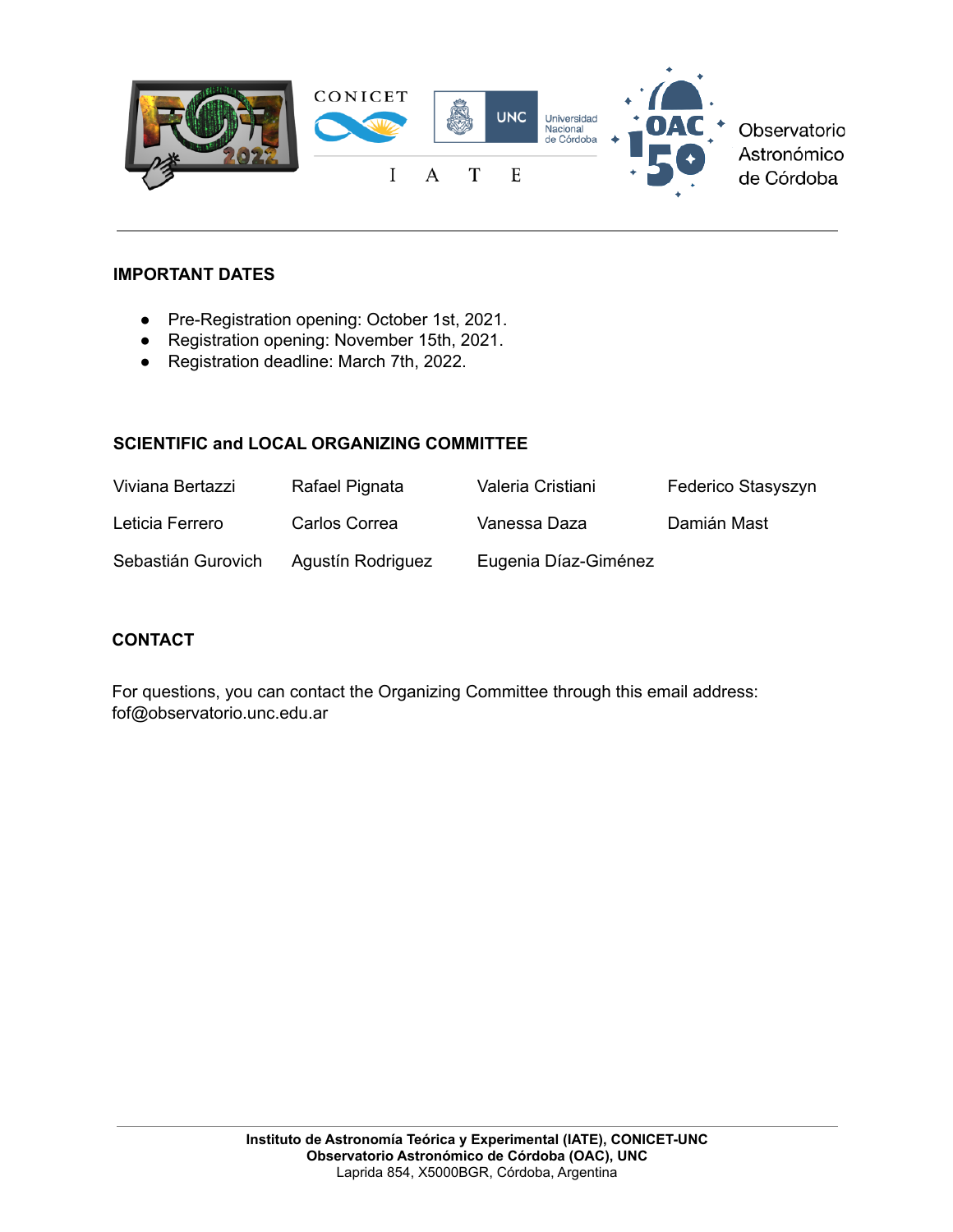**IMPORTANT DATES**

- Pre-Registration opening: October 1st, 2021.
- Registration opening: November 15th, 2021.
- Registration deadline: March 7th, 2022.

**SCIENTIFIC and LOCAL ORGANIZING COMMITTEE**

| | | | |
|---|---|---|---|
| Viviana Bertazzi | Rafael Pignata | Valeria Cristiani | Federico Stasyszyn |
| Leticia Ferrero | Carlos Correa | Vanessa Daza | Damián Mast |
| Sebastián Gurovich | Agustín Rodriguez | Eugenia Díaz-Giménez | |

**CONTACT**

For questions, you can contact the Organizing Committee through this email address: fof@observatorio.unc.edu.ar